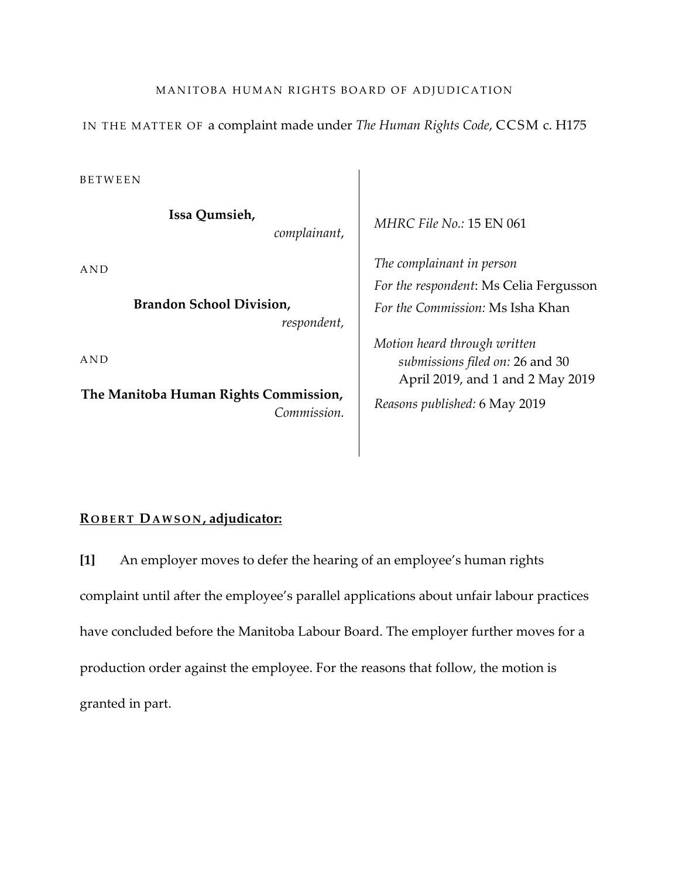MANITOBA HUMAN RIGHTS BOARD OF ADJUDICATION

IN THE MATTER OF a complaint made under *The Human Rights Code*, CCSM c. H175

BETWEEN

**Issa Qumsieh,**
*complainant,*

AND

**Brandon School Division,**
*respondent,*

AND

**The Manitoba Human Rights Commission,**
*Commission.*

*MHRC File No.:* 15 EN 061

*The complainant in person*
*For the respondent*: Ms Celia Fergusson
*For the Commission:* Ms Isha Khan

*Motion heard through written submissions filed on:* 26 and 30 April 2019, and 1 and 2 May 2019

*Reasons published:* 6 May 2019

**ROBERT DAWSON, adjudicator:**

**[1]** An employer moves to defer the hearing of an employee's human rights complaint until after the employee's parallel applications about unfair labour practices have concluded before the Manitoba Labour Board. The employer further moves for a production order against the employee. For the reasons that follow, the motion is granted in part.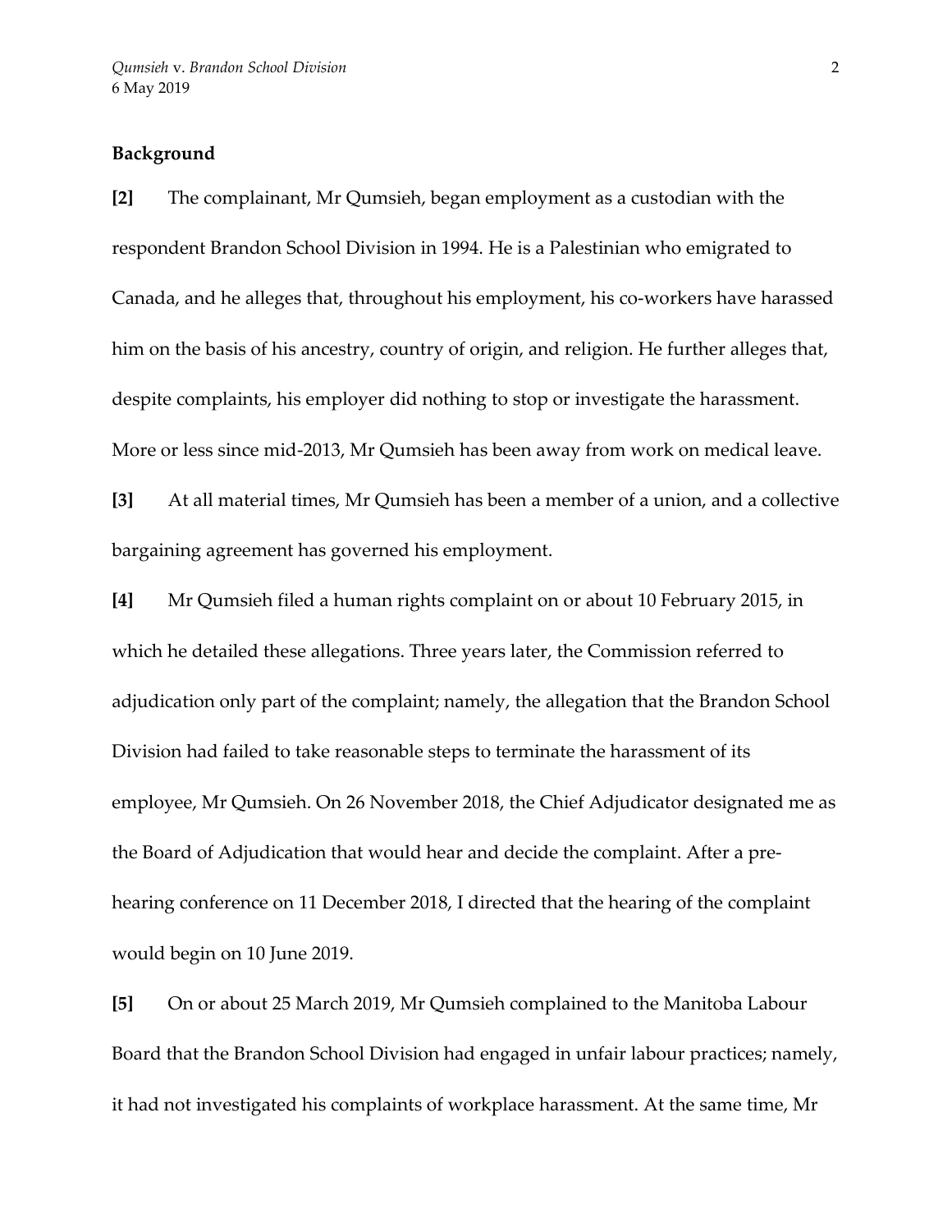## Background

**[2]** The complainant, Mr Qumsieh, began employment as a custodian with the respondent Brandon School Division in 1994. He is a Palestinian who emigrated to Canada, and he alleges that, throughout his employment, his co-workers have harassed him on the basis of his ancestry, country of origin, and religion. He further alleges that, despite complaints, his employer did nothing to stop or investigate the harassment. More or less since mid-2013, Mr Qumsieh has been away from work on medical leave.

**[3]** At all material times, Mr Qumsieh has been a member of a union, and a collective bargaining agreement has governed his employment.

**[4]** Mr Qumsieh filed a human rights complaint on or about 10 February 2015, in which he detailed these allegations. Three years later, the Commission referred to adjudication only part of the complaint; namely, the allegation that the Brandon School Division had failed to take reasonable steps to terminate the harassment of its employee, Mr Qumsieh. On 26 November 2018, the Chief Adjudicator designated me as the Board of Adjudication that would hear and decide the complaint. After a pre-hearing conference on 11 December 2018, I directed that the hearing of the complaint would begin on 10 June 2019.

**[5]** On or about 25 March 2019, Mr Qumsieh complained to the Manitoba Labour Board that the Brandon School Division had engaged in unfair labour practices; namely, it had not investigated his complaints of workplace harassment. At the same time, Mr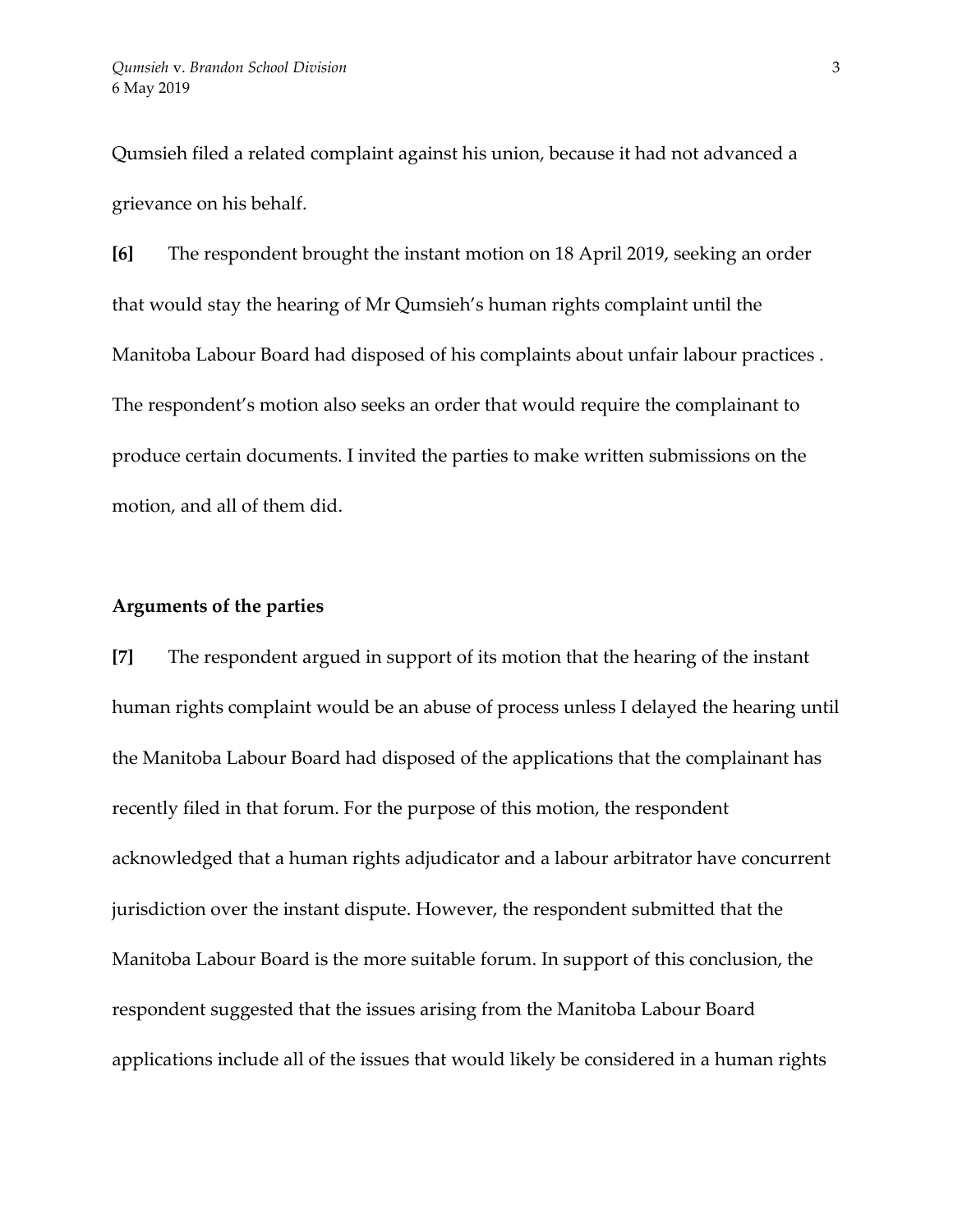Qumsieh filed a related complaint against his union, because it had not advanced a grievance on his behalf.

**[6]** The respondent brought the instant motion on 18 April 2019, seeking an order that would stay the hearing of Mr Qumsieh's human rights complaint until the Manitoba Labour Board had disposed of his complaints about unfair labour practices . The respondent's motion also seeks an order that would require the complainant to produce certain documents. I invited the parties to make written submissions on the motion, and all of them did.

## Arguments of the parties

**[7]** The respondent argued in support of its motion that the hearing of the instant human rights complaint would be an abuse of process unless I delayed the hearing until the Manitoba Labour Board had disposed of the applications that the complainant has recently filed in that forum. For the purpose of this motion, the respondent acknowledged that a human rights adjudicator and a labour arbitrator have concurrent jurisdiction over the instant dispute. However, the respondent submitted that the Manitoba Labour Board is the more suitable forum. In support of this conclusion, the respondent suggested that the issues arising from the Manitoba Labour Board applications include all of the issues that would likely be considered in a human rights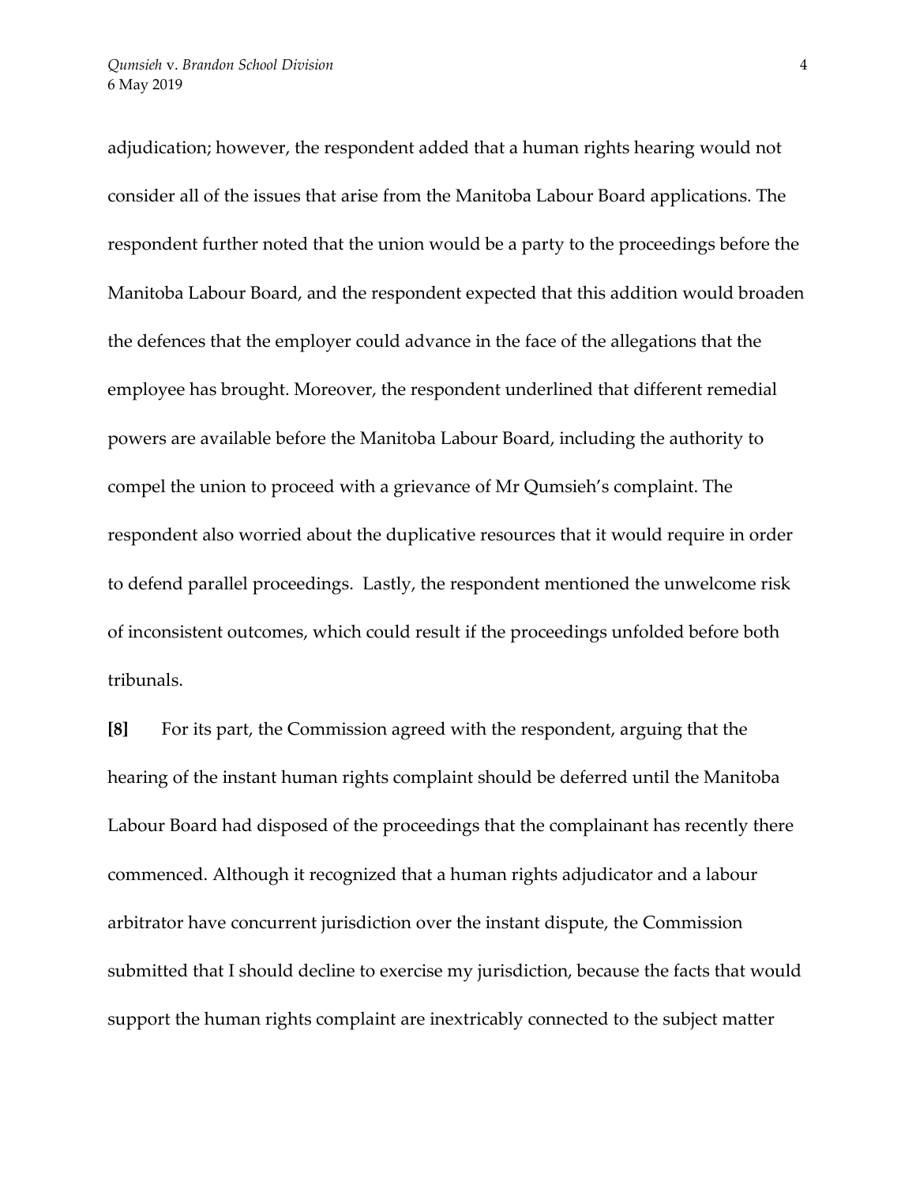adjudication; however, the respondent added that a human rights hearing would not consider all of the issues that arise from the Manitoba Labour Board applications. The respondent further noted that the union would be a party to the proceedings before the Manitoba Labour Board, and the respondent expected that this addition would broaden the defences that the employer could advance in the face of the allegations that the employee has brought. Moreover, the respondent underlined that different remedial powers are available before the Manitoba Labour Board, including the authority to compel the union to proceed with a grievance of Mr Qumsieh's complaint. The respondent also worried about the duplicative resources that it would require in order to defend parallel proceedings. Lastly, the respondent mentioned the unwelcome risk of inconsistent outcomes, which could result if the proceedings unfolded before both tribunals.

**[8]** For its part, the Commission agreed with the respondent, arguing that the hearing of the instant human rights complaint should be deferred until the Manitoba Labour Board had disposed of the proceedings that the complainant has recently there commenced. Although it recognized that a human rights adjudicator and a labour arbitrator have concurrent jurisdiction over the instant dispute, the Commission submitted that I should decline to exercise my jurisdiction, because the facts that would support the human rights complaint are inextricably connected to the subject matter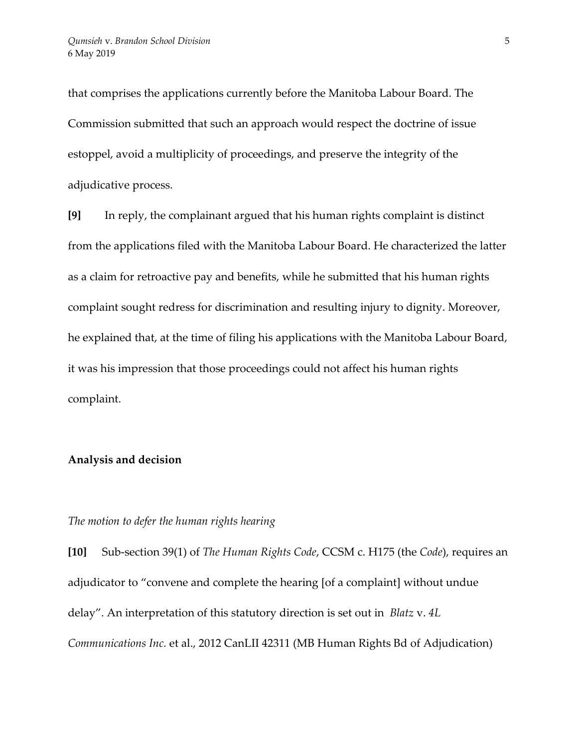that comprises the applications currently before the Manitoba Labour Board. The Commission submitted that such an approach would respect the doctrine of issue estoppel, avoid a multiplicity of proceedings, and preserve the integrity of the adjudicative process.

**[9]** In reply, the complainant argued that his human rights complaint is distinct from the applications filed with the Manitoba Labour Board. He characterized the latter as a claim for retroactive pay and benefits, while he submitted that his human rights complaint sought redress for discrimination and resulting injury to dignity. Moreover, he explained that, at the time of filing his applications with the Manitoba Labour Board, it was his impression that those proceedings could not affect his human rights complaint.

## Analysis and decision

### *The motion to defer the human rights hearing*

**[10]** Sub-section 39(1) of *The Human Rights Code*, CCSM c. H175 (the *Code*), requires an adjudicator to "convene and complete the hearing [of a complaint] without undue delay". An interpretation of this statutory direction is set out in *Blatz* v. *4L Communications Inc.* et al., 2012 CanLII 42311 (MB Human Rights Bd of Adjudication)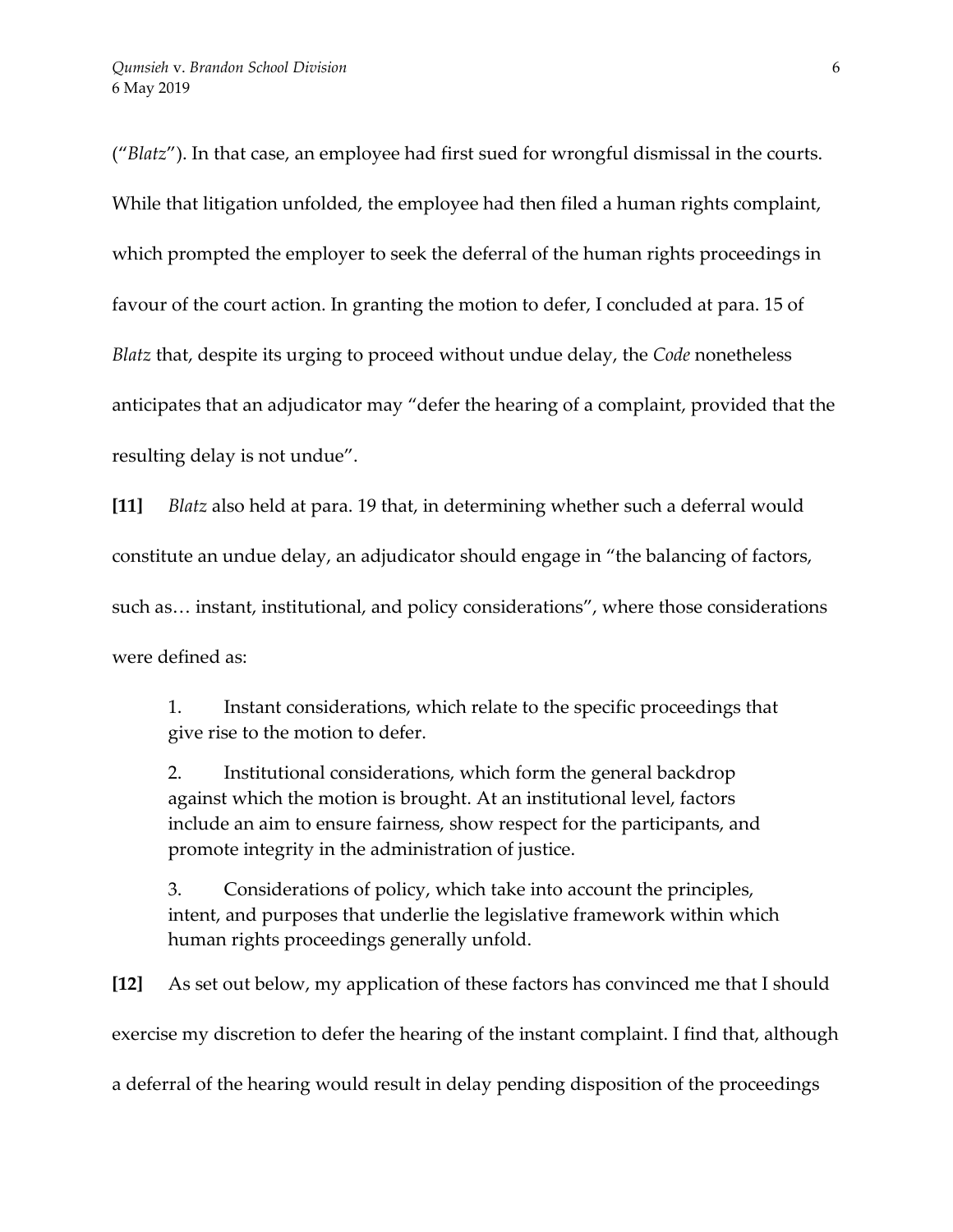("*Blatz*"). In that case, an employee had first sued for wrongful dismissal in the courts. While that litigation unfolded, the employee had then filed a human rights complaint, which prompted the employer to seek the deferral of the human rights proceedings in favour of the court action. In granting the motion to defer, I concluded at para. 15 of *Blatz* that, despite its urging to proceed without undue delay, the *Code* nonetheless anticipates that an adjudicator may "defer the hearing of a complaint, provided that the resulting delay is not undue".

**[11]** *Blatz* also held at para. 19 that, in determining whether such a deferral would constitute an undue delay, an adjudicator should engage in "the balancing of factors, such as… instant, institutional, and policy considerations", where those considerations were defined as:

> 1. Instant considerations, which relate to the specific proceedings that give rise to the motion to defer.
>
> 2. Institutional considerations, which form the general backdrop against which the motion is brought. At an institutional level, factors include an aim to ensure fairness, show respect for the participants, and promote integrity in the administration of justice.
>
> 3. Considerations of policy, which take into account the principles, intent, and purposes that underlie the legislative framework within which human rights proceedings generally unfold.

**[12]** As set out below, my application of these factors has convinced me that I should exercise my discretion to defer the hearing of the instant complaint. I find that, although a deferral of the hearing would result in delay pending disposition of the proceedings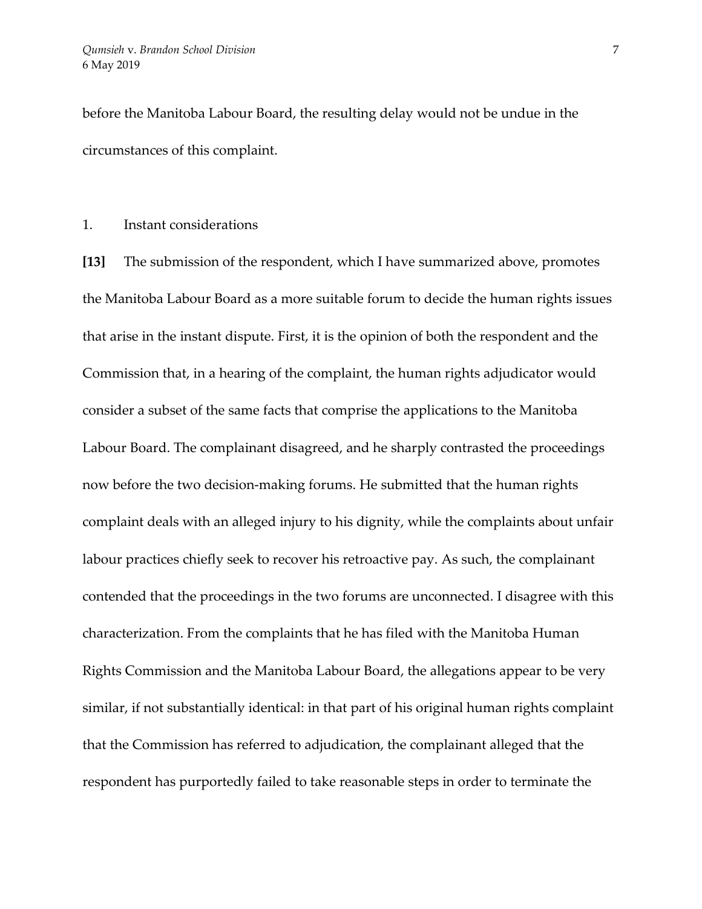before the Manitoba Labour Board, the resulting delay would not be undue in the circumstances of this complaint.

1. Instant considerations

**[13]** The submission of the respondent, which I have summarized above, promotes the Manitoba Labour Board as a more suitable forum to decide the human rights issues that arise in the instant dispute. First, it is the opinion of both the respondent and the Commission that, in a hearing of the complaint, the human rights adjudicator would consider a subset of the same facts that comprise the applications to the Manitoba Labour Board. The complainant disagreed, and he sharply contrasted the proceedings now before the two decision-making forums. He submitted that the human rights complaint deals with an alleged injury to his dignity, while the complaints about unfair labour practices chiefly seek to recover his retroactive pay. As such, the complainant contended that the proceedings in the two forums are unconnected. I disagree with this characterization. From the complaints that he has filed with the Manitoba Human Rights Commission and the Manitoba Labour Board, the allegations appear to be very similar, if not substantially identical: in that part of his original human rights complaint that the Commission has referred to adjudication, the complainant alleged that the respondent has purportedly failed to take reasonable steps in order to terminate the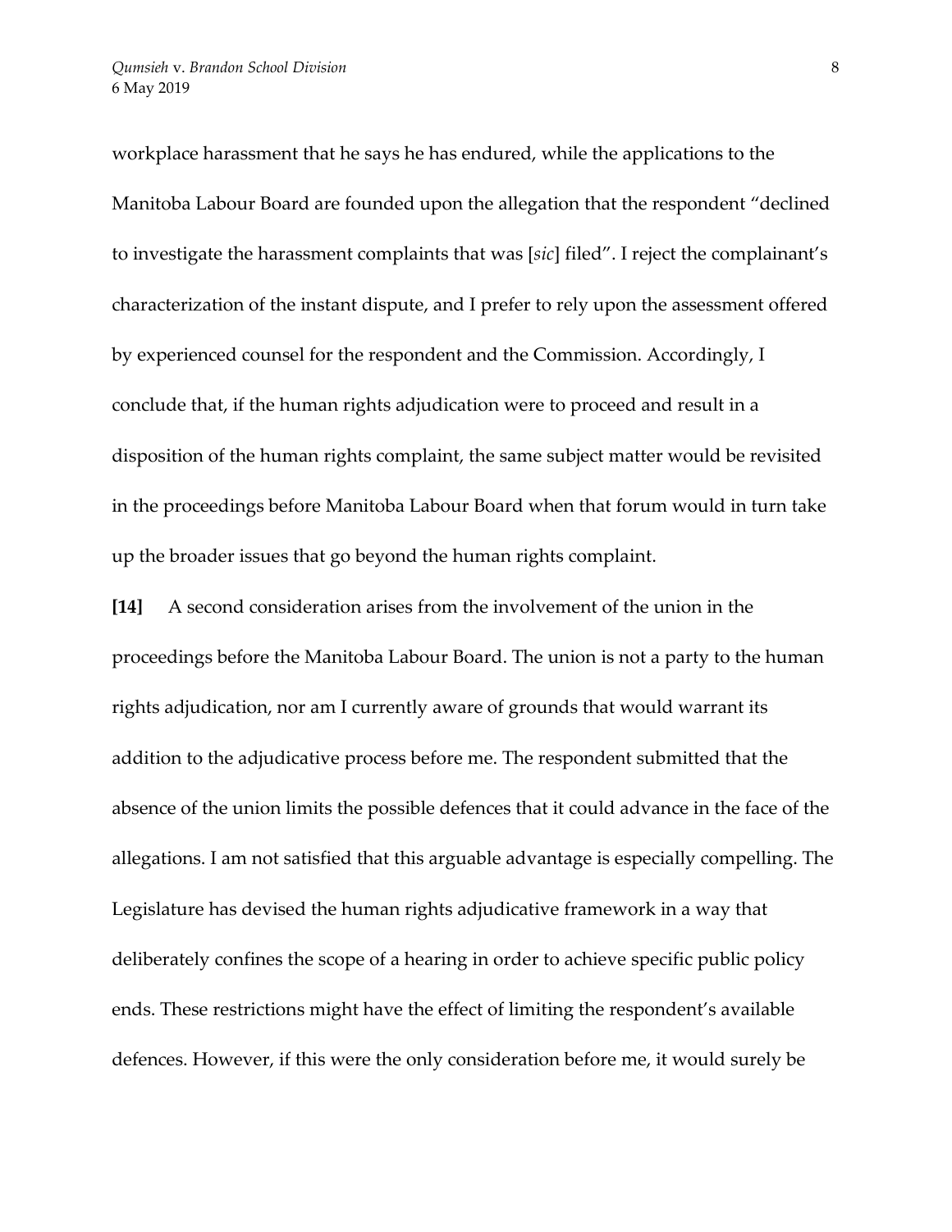workplace harassment that he says he has endured, while the applications to the Manitoba Labour Board are founded upon the allegation that the respondent "declined to investigate the harassment complaints that was [*sic*] filed". I reject the complainant's characterization of the instant dispute, and I prefer to rely upon the assessment offered by experienced counsel for the respondent and the Commission. Accordingly, I conclude that, if the human rights adjudication were to proceed and result in a disposition of the human rights complaint, the same subject matter would be revisited in the proceedings before Manitoba Labour Board when that forum would in turn take up the broader issues that go beyond the human rights complaint.

**[14]** A second consideration arises from the involvement of the union in the proceedings before the Manitoba Labour Board. The union is not a party to the human rights adjudication, nor am I currently aware of grounds that would warrant its addition to the adjudicative process before me. The respondent submitted that the absence of the union limits the possible defences that it could advance in the face of the allegations. I am not satisfied that this arguable advantage is especially compelling. The Legislature has devised the human rights adjudicative framework in a way that deliberately confines the scope of a hearing in order to achieve specific public policy ends. These restrictions might have the effect of limiting the respondent's available defences. However, if this were the only consideration before me, it would surely be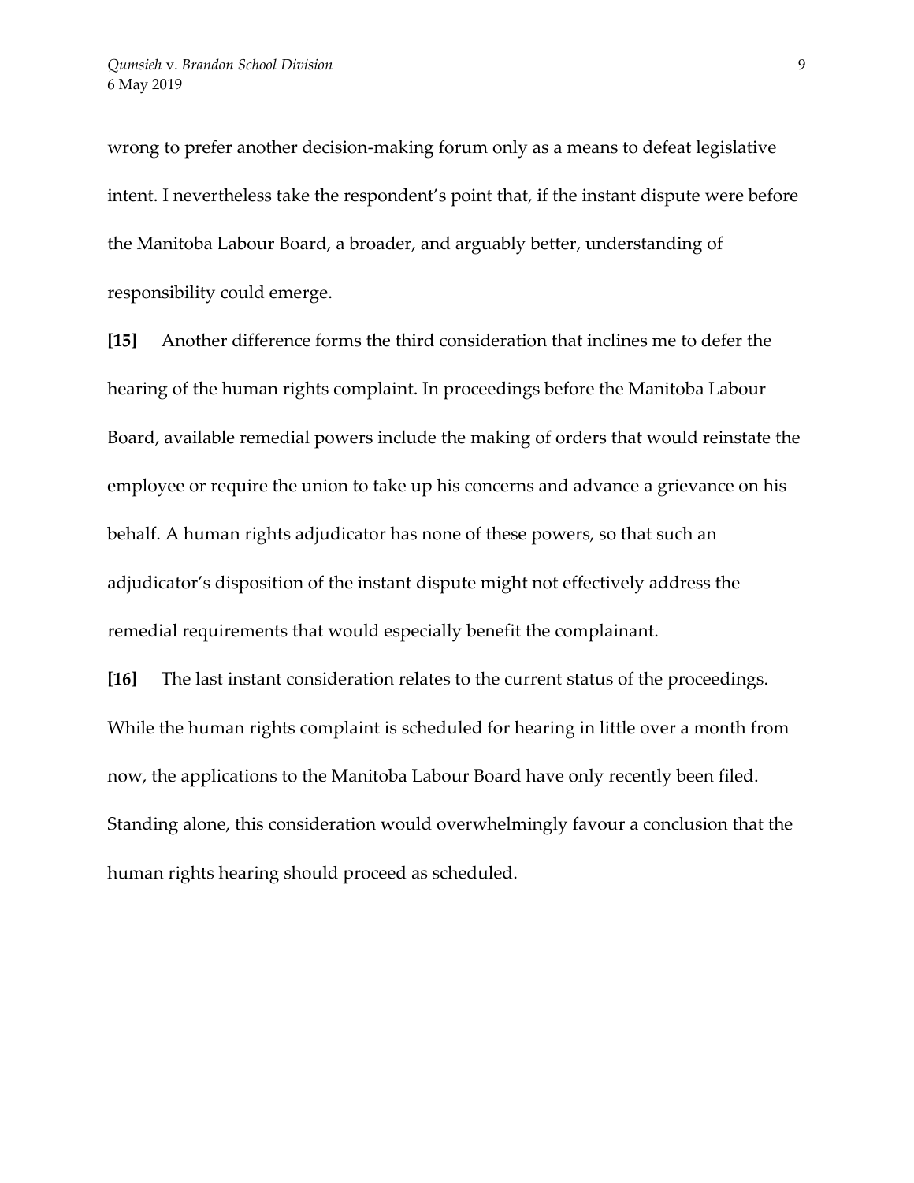wrong to prefer another decision-making forum only as a means to defeat legislative intent. I nevertheless take the respondent's point that, if the instant dispute were before the Manitoba Labour Board, a broader, and arguably better, understanding of responsibility could emerge.

**[15]** Another difference forms the third consideration that inclines me to defer the hearing of the human rights complaint. In proceedings before the Manitoba Labour Board, available remedial powers include the making of orders that would reinstate the employee or require the union to take up his concerns and advance a grievance on his behalf. A human rights adjudicator has none of these powers, so that such an adjudicator's disposition of the instant dispute might not effectively address the remedial requirements that would especially benefit the complainant.

**[16]** The last instant consideration relates to the current status of the proceedings. While the human rights complaint is scheduled for hearing in little over a month from now, the applications to the Manitoba Labour Board have only recently been filed. Standing alone, this consideration would overwhelmingly favour a conclusion that the human rights hearing should proceed as scheduled.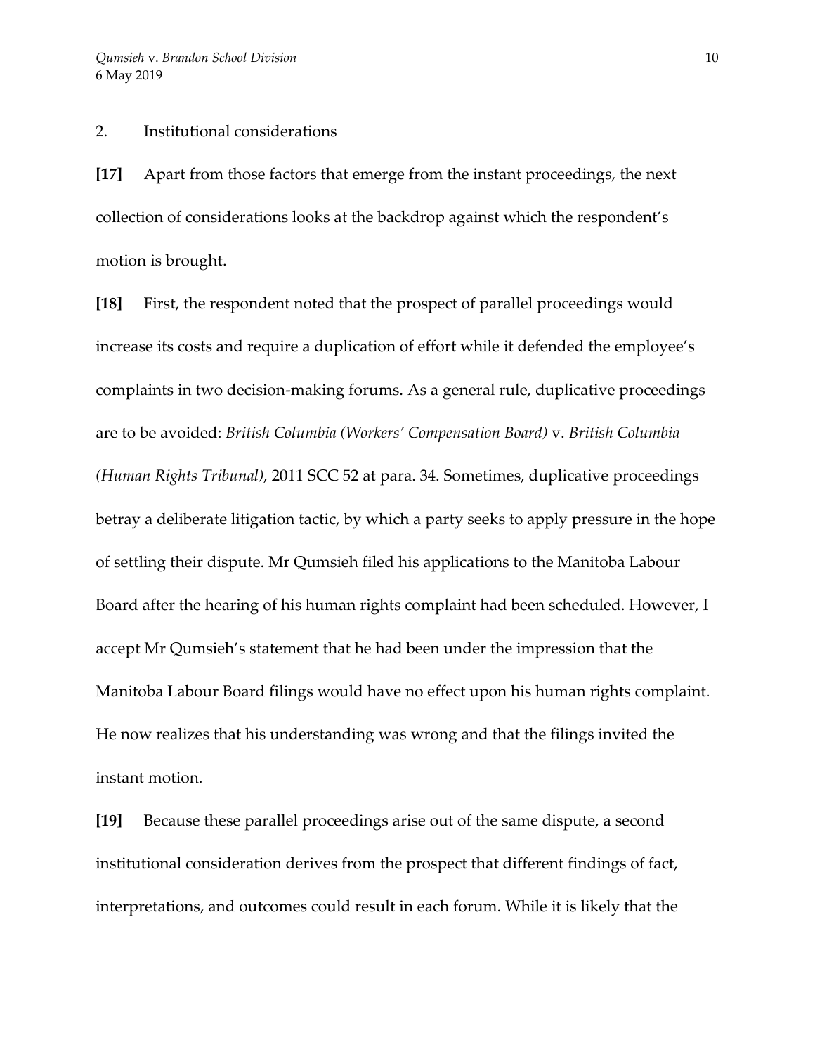2. Institutional considerations

**[17]** Apart from those factors that emerge from the instant proceedings, the next collection of considerations looks at the backdrop against which the respondent's motion is brought.

**[18]** First, the respondent noted that the prospect of parallel proceedings would increase its costs and require a duplication of effort while it defended the employee's complaints in two decision-making forums. As a general rule, duplicative proceedings are to be avoided: *British Columbia (Workers' Compensation Board)* v. *British Columbia (Human Rights Tribunal)*, 2011 SCC 52 at para. 34. Sometimes, duplicative proceedings betray a deliberate litigation tactic, by which a party seeks to apply pressure in the hope of settling their dispute. Mr Qumsieh filed his applications to the Manitoba Labour Board after the hearing of his human rights complaint had been scheduled. However, I accept Mr Qumsieh's statement that he had been under the impression that the Manitoba Labour Board filings would have no effect upon his human rights complaint. He now realizes that his understanding was wrong and that the filings invited the instant motion.

**[19]** Because these parallel proceedings arise out of the same dispute, a second institutional consideration derives from the prospect that different findings of fact, interpretations, and outcomes could result in each forum. While it is likely that the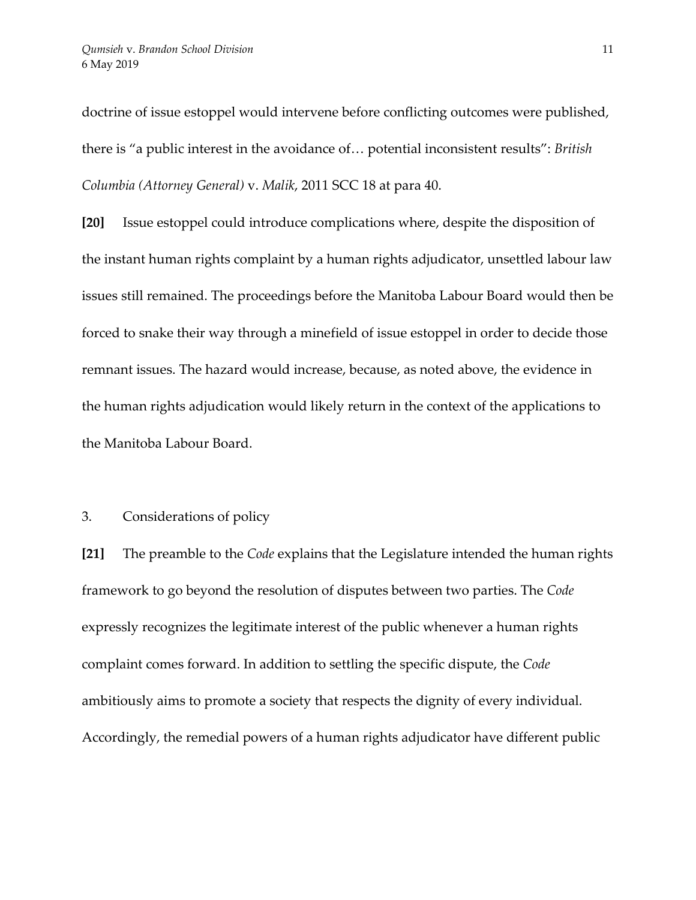doctrine of issue estoppel would intervene before conflicting outcomes were published, there is "a public interest in the avoidance of… potential inconsistent results": *British Columbia (Attorney General)* v. *Malik*, 2011 SCC 18 at para 40.

**[20]** Issue estoppel could introduce complications where, despite the disposition of the instant human rights complaint by a human rights adjudicator, unsettled labour law issues still remained. The proceedings before the Manitoba Labour Board would then be forced to snake their way through a minefield of issue estoppel in order to decide those remnant issues. The hazard would increase, because, as noted above, the evidence in the human rights adjudication would likely return in the context of the applications to the Manitoba Labour Board.

### 3. Considerations of policy

**[21]** The preamble to the *Code* explains that the Legislature intended the human rights framework to go beyond the resolution of disputes between two parties. The *Code* expressly recognizes the legitimate interest of the public whenever a human rights complaint comes forward. In addition to settling the specific dispute, the *Code* ambitiously aims to promote a society that respects the dignity of every individual. Accordingly, the remedial powers of a human rights adjudicator have different public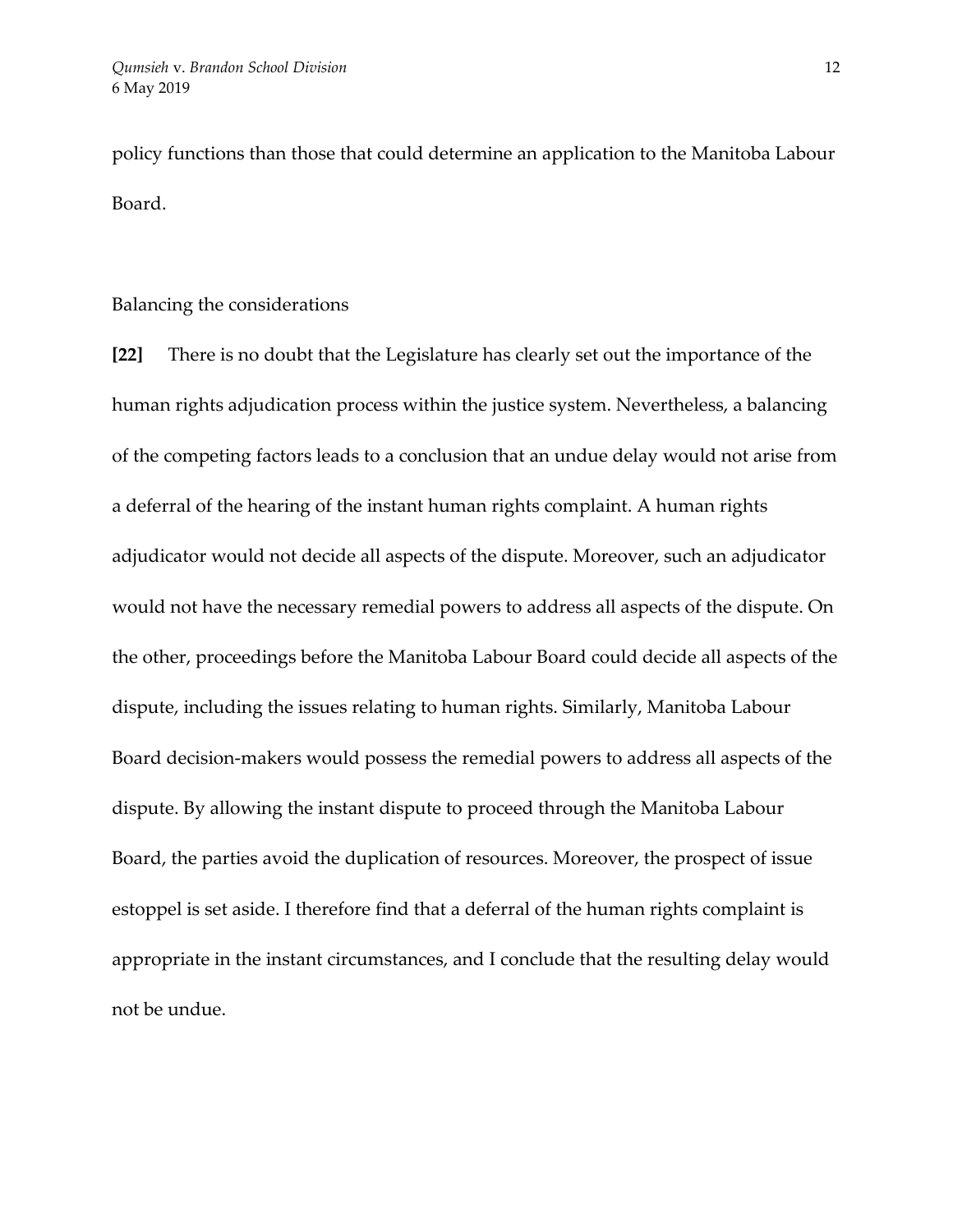policy functions than those that could determine an application to the Manitoba Labour Board.

Balancing the considerations

**[22]** There is no doubt that the Legislature has clearly set out the importance of the human rights adjudication process within the justice system. Nevertheless, a balancing of the competing factors leads to a conclusion that an undue delay would not arise from a deferral of the hearing of the instant human rights complaint. A human rights adjudicator would not decide all aspects of the dispute. Moreover, such an adjudicator would not have the necessary remedial powers to address all aspects of the dispute. On the other, proceedings before the Manitoba Labour Board could decide all aspects of the dispute, including the issues relating to human rights. Similarly, Manitoba Labour Board decision-makers would possess the remedial powers to address all aspects of the dispute. By allowing the instant dispute to proceed through the Manitoba Labour Board, the parties avoid the duplication of resources. Moreover, the prospect of issue estoppel is set aside. I therefore find that a deferral of the human rights complaint is appropriate in the instant circumstances, and I conclude that the resulting delay would not be undue.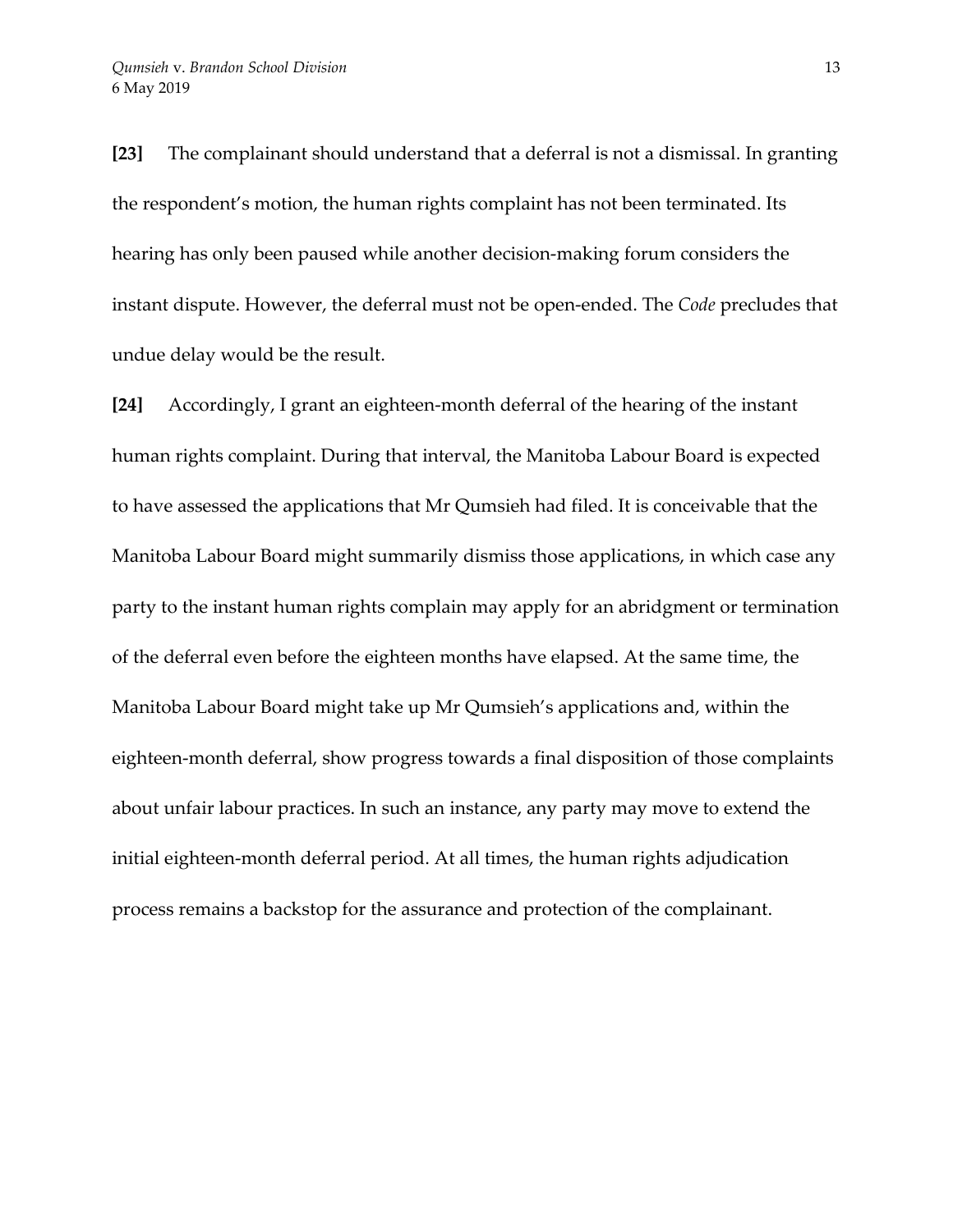**[23]** The complainant should understand that a deferral is not a dismissal. In granting the respondent's motion, the human rights complaint has not been terminated. Its hearing has only been paused while another decision-making forum considers the instant dispute. However, the deferral must not be open-ended. The *Code* precludes that undue delay would be the result.

**[24]** Accordingly, I grant an eighteen-month deferral of the hearing of the instant human rights complaint. During that interval, the Manitoba Labour Board is expected to have assessed the applications that Mr Qumsieh had filed. It is conceivable that the Manitoba Labour Board might summarily dismiss those applications, in which case any party to the instant human rights complain may apply for an abridgment or termination of the deferral even before the eighteen months have elapsed. At the same time, the Manitoba Labour Board might take up Mr Qumsieh's applications and, within the eighteen-month deferral, show progress towards a final disposition of those complaints about unfair labour practices. In such an instance, any party may move to extend the initial eighteen-month deferral period. At all times, the human rights adjudication process remains a backstop for the assurance and protection of the complainant.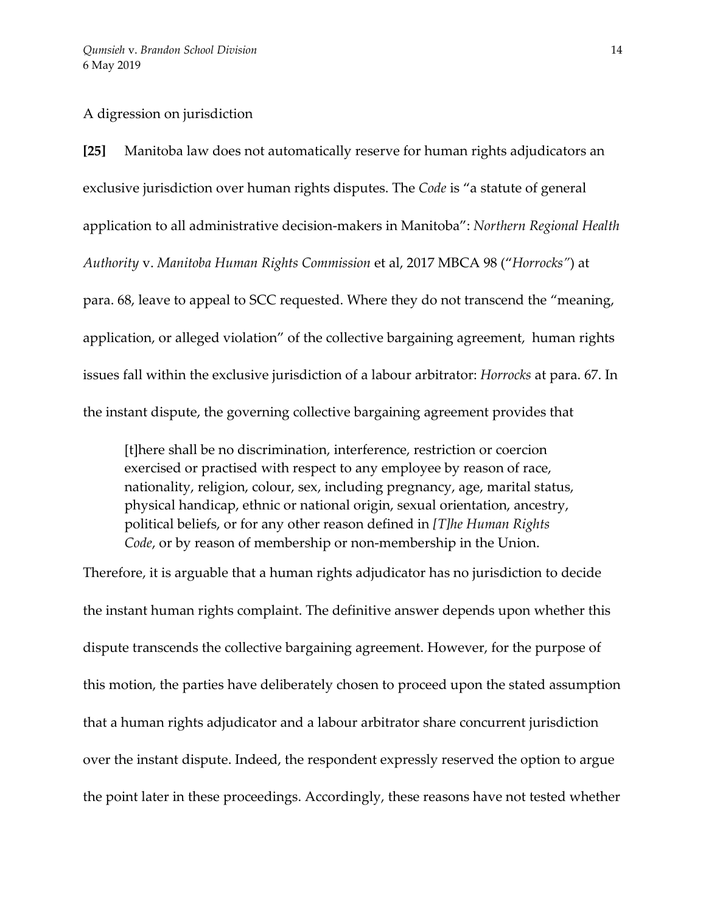A digression on jurisdiction

**[25]** Manitoba law does not automatically reserve for human rights adjudicators an exclusive jurisdiction over human rights disputes. The *Code* is "a statute of general application to all administrative decision-makers in Manitoba": *Northern Regional Health Authority* v. *Manitoba Human Rights Commission* et al, 2017 MBCA 98 ("*Horrocks"*) at para. 68, leave to appeal to SCC requested. Where they do not transcend the "meaning, application, or alleged violation" of the collective bargaining agreement, human rights issues fall within the exclusive jurisdiction of a labour arbitrator: *Horrocks* at para. 67. In the instant dispute, the governing collective bargaining agreement provides that

> [t]here shall be no discrimination, interference, restriction or coercion exercised or practised with respect to any employee by reason of race, nationality, religion, colour, sex, including pregnancy, age, marital status, physical handicap, ethnic or national origin, sexual orientation, ancestry, political beliefs, or for any other reason defined in *[T]he Human Rights Code*, or by reason of membership or non-membership in the Union.

Therefore, it is arguable that a human rights adjudicator has no jurisdiction to decide the instant human rights complaint. The definitive answer depends upon whether this dispute transcends the collective bargaining agreement. However, for the purpose of this motion, the parties have deliberately chosen to proceed upon the stated assumption that a human rights adjudicator and a labour arbitrator share concurrent jurisdiction over the instant dispute. Indeed, the respondent expressly reserved the option to argue the point later in these proceedings. Accordingly, these reasons have not tested whether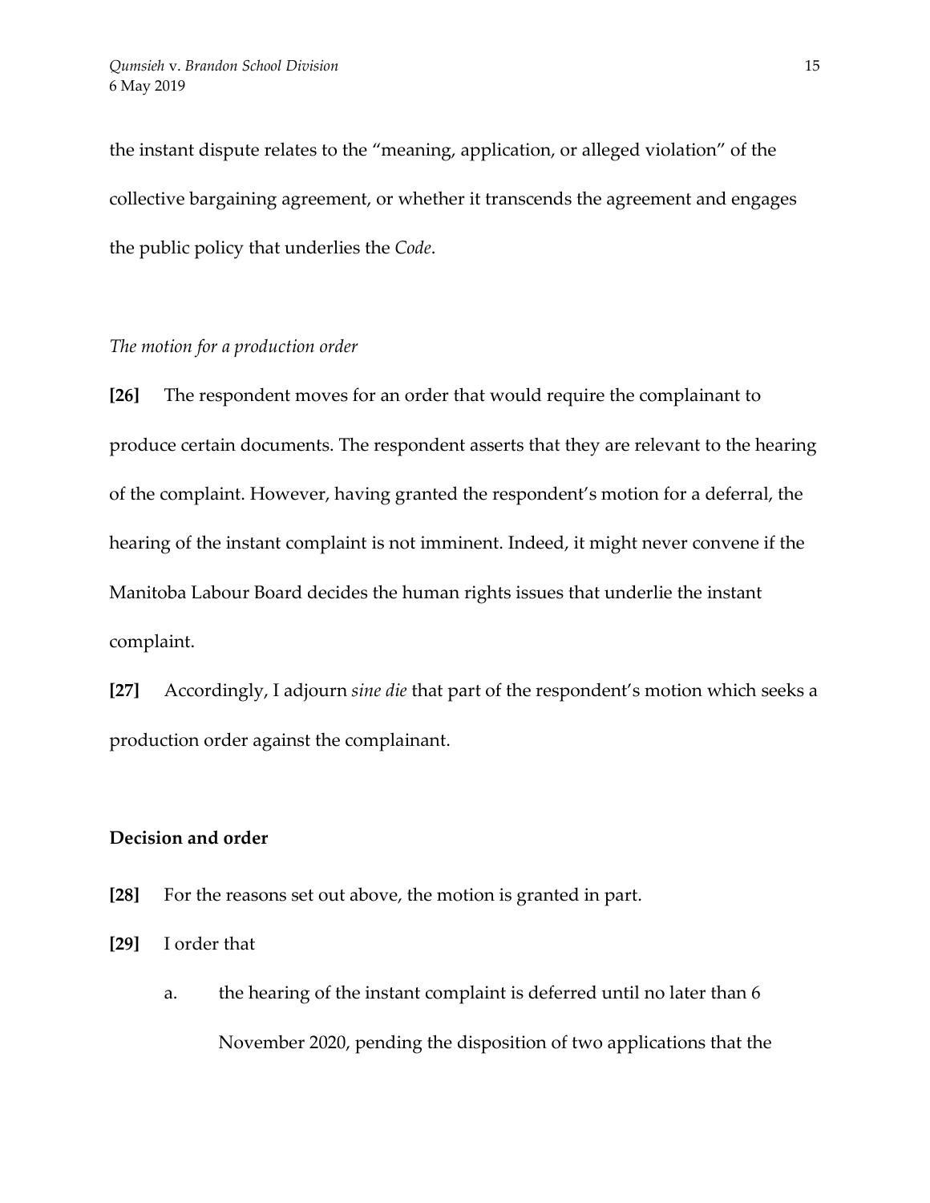the instant dispute relates to the "meaning, application, or alleged violation" of the collective bargaining agreement, or whether it transcends the agreement and engages the public policy that underlies the *Code*.

*The motion for a production order*

**[26]** The respondent moves for an order that would require the complainant to produce certain documents. The respondent asserts that they are relevant to the hearing of the complaint. However, having granted the respondent's motion for a deferral, the hearing of the instant complaint is not imminent. Indeed, it might never convene if the Manitoba Labour Board decides the human rights issues that underlie the instant complaint.

**[27]** Accordingly, I adjourn *sine die* that part of the respondent's motion which seeks a production order against the complainant.

**Decision and order**

**[28]** For the reasons set out above, the motion is granted in part.

**[29]** I order that

a. the hearing of the instant complaint is deferred until no later than 6 November 2020, pending the disposition of two applications that the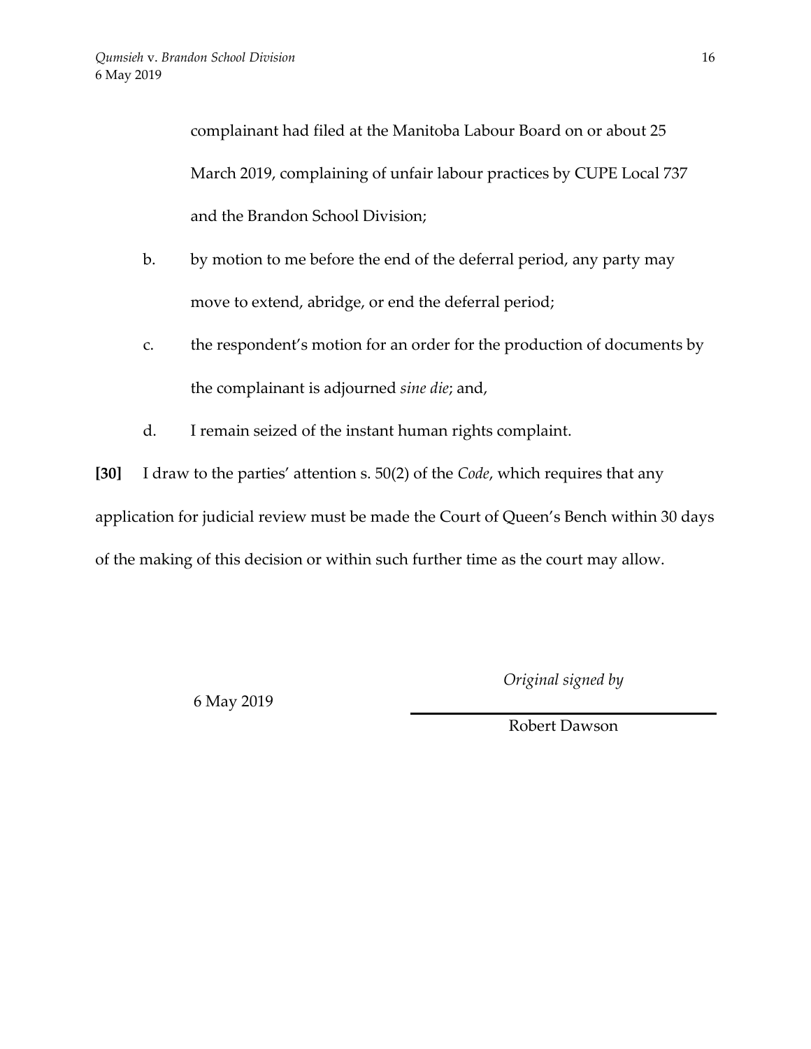complainant had filed at the Manitoba Labour Board on or about 25 March 2019, complaining of unfair labour practices by CUPE Local 737 and the Brandon School Division;

b. by motion to me before the end of the deferral period, any party may move to extend, abridge, or end the deferral period;

c. the respondent's motion for an order for the production of documents by the complainant is adjourned *sine die*; and,

d. I remain seized of the instant human rights complaint.

**[30]** I draw to the parties' attention s. 50(2) of the *Code*, which requires that any application for judicial review must be made the Court of Queen's Bench within 30 days of the making of this decision or within such further time as the court may allow.

6 May 2019

*Original signed by*

Robert Dawson